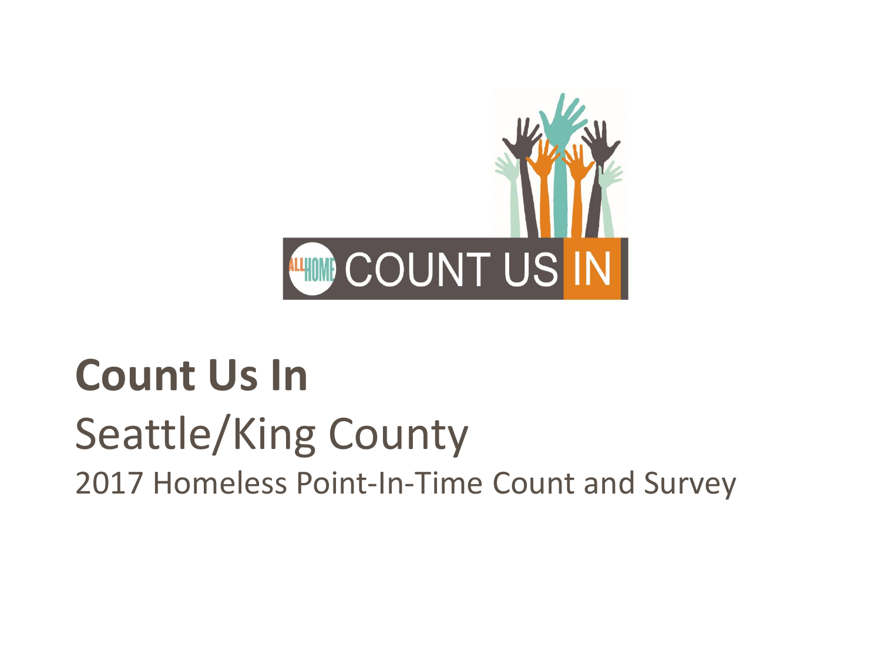# Count Us In

## Seattle/King County

2017 Homeless Point-In-Time Count and Survey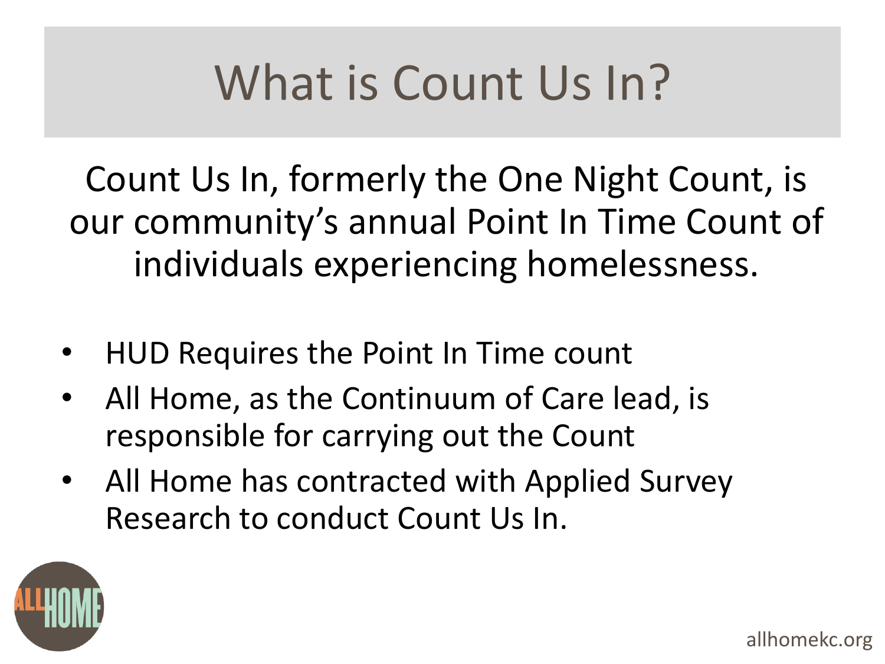# What is Count Us In?

Count Us In, formerly the One Night Count, is our community's annual Point In Time Count of individuals experiencing homelessness.

- HUD Requires the Point In Time count
- All Home, as the Continuum of Care lead, is responsible for carrying out the Count
- All Home has contracted with Applied Survey Research to conduct Count Us In.

allhomekc.org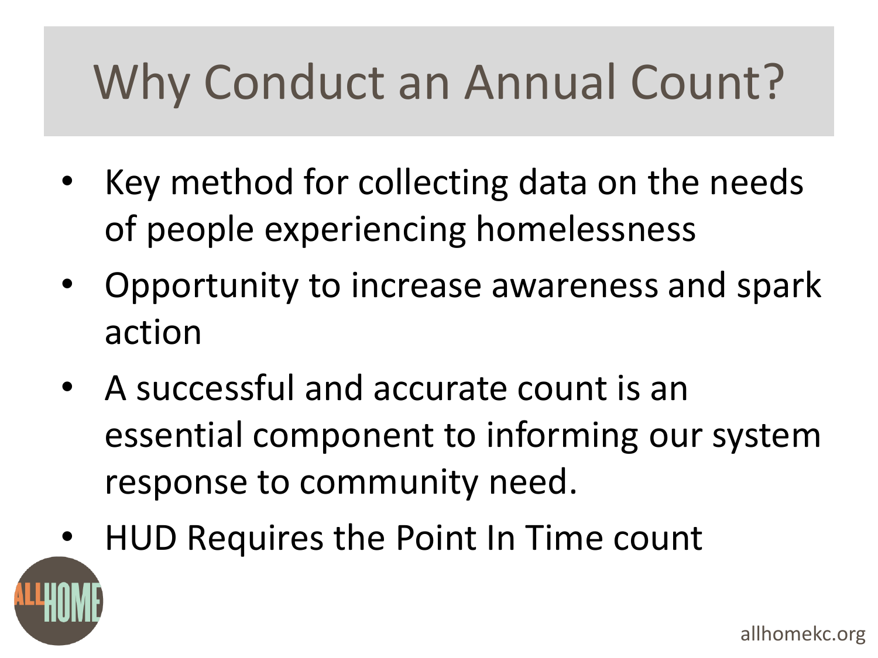# Why Conduct an Annual Count?

- Key method for collecting data on the needs of people experiencing homelessness
- Opportunity to increase awareness and spark action
- A successful and accurate count is an essential component to informing our system response to community need.
- HUD Requires the Point In Time count

allhomekc.org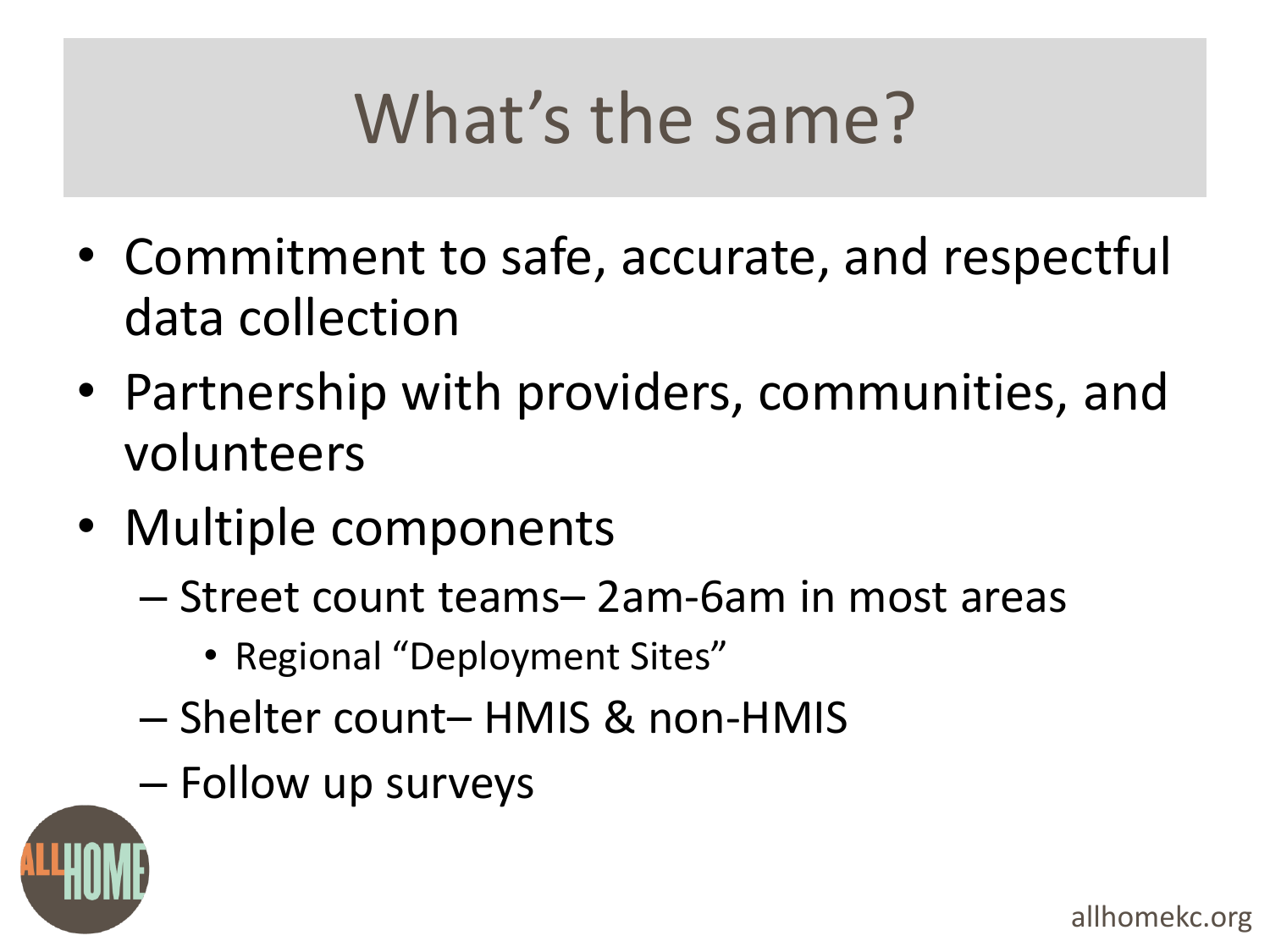# What's the same?

- Commitment to safe, accurate, and respectful data collection
- Partnership with providers, communities, and volunteers
- Multiple components
  - Street count teams– 2am-6am in most areas
    - Regional "Deployment Sites"
  - Shelter count– HMIS & non-HMIS
  - Follow up surveys

ALLHOME

allhomekc.org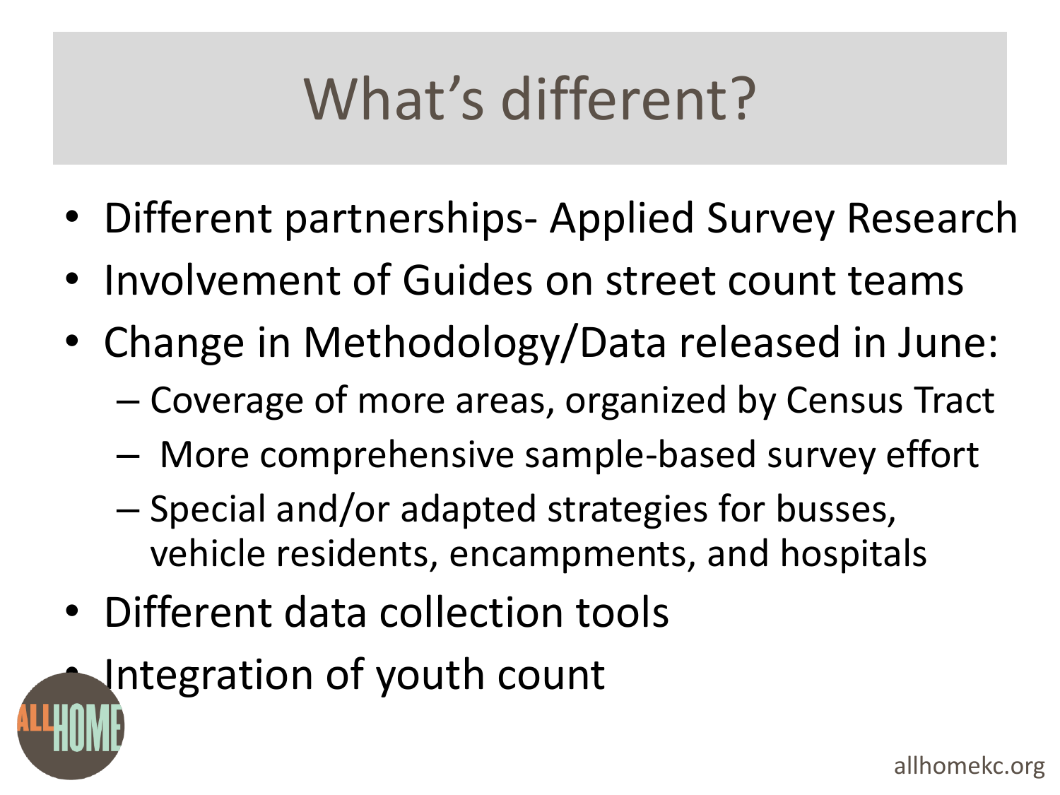# What's different?

- Different partnerships- Applied Survey Research
- Involvement of Guides on street count teams
- Change in Methodology/Data released in June:
  - Coverage of more areas, organized by Census Tract
  - More comprehensive sample-based survey effort
  - Special and/or adapted strategies for busses, vehicle residents, encampments, and hospitals
- Different data collection tools
- Integration of youth count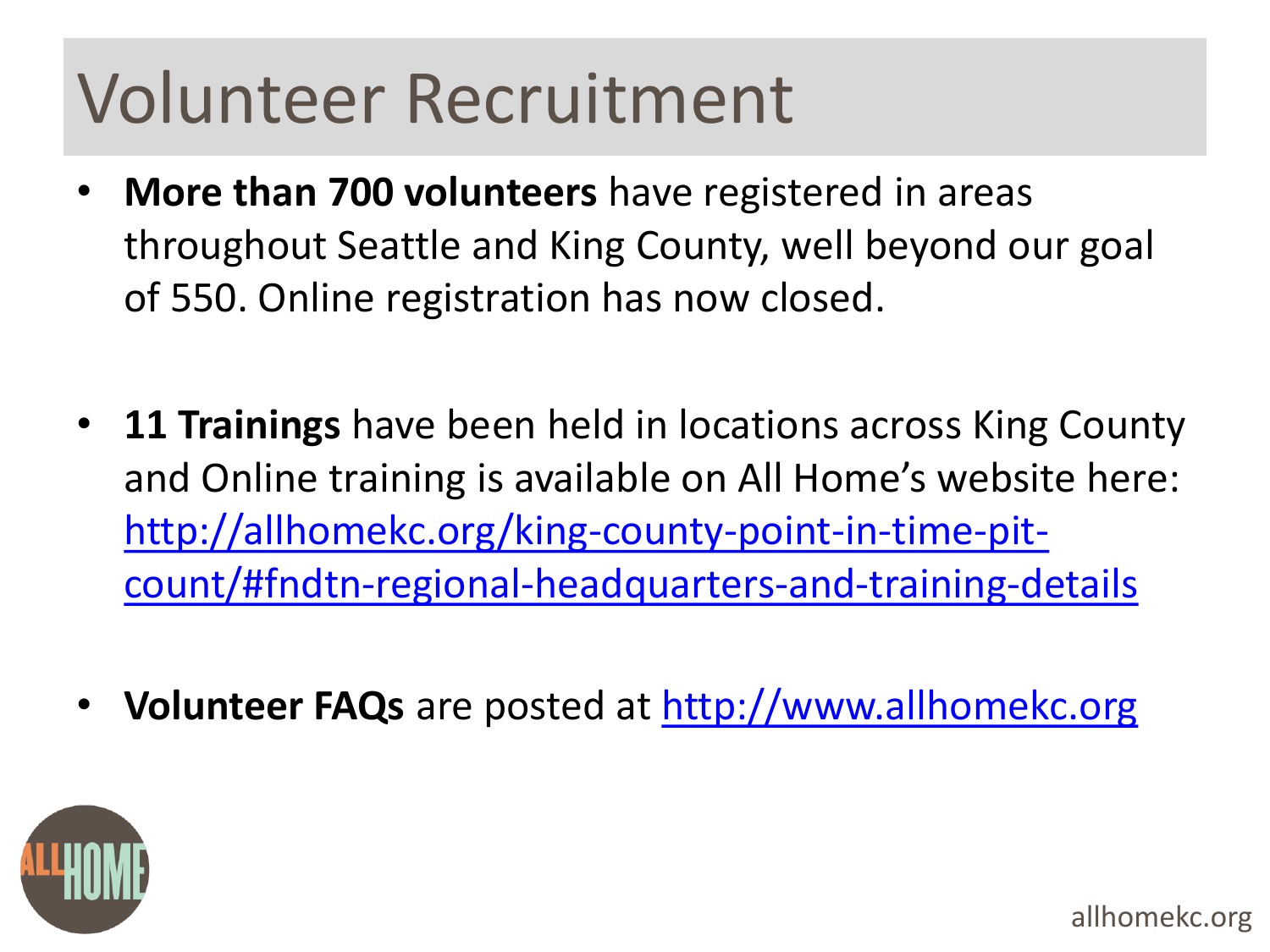# Volunteer Recruitment

- **More than 700 volunteers** have registered in areas throughout Seattle and King County, well beyond our goal of 550. Online registration has now closed.

- **11 Trainings** have been held in locations across King County and Online training is available on All Home's website here: http://allhomekc.org/king-county-point-in-time-pit-count/#fndtn-regional-headquarters-and-training-details

- **Volunteer FAQs** are posted at http://www.allhomekc.org

ALL HOME

allhomekc.org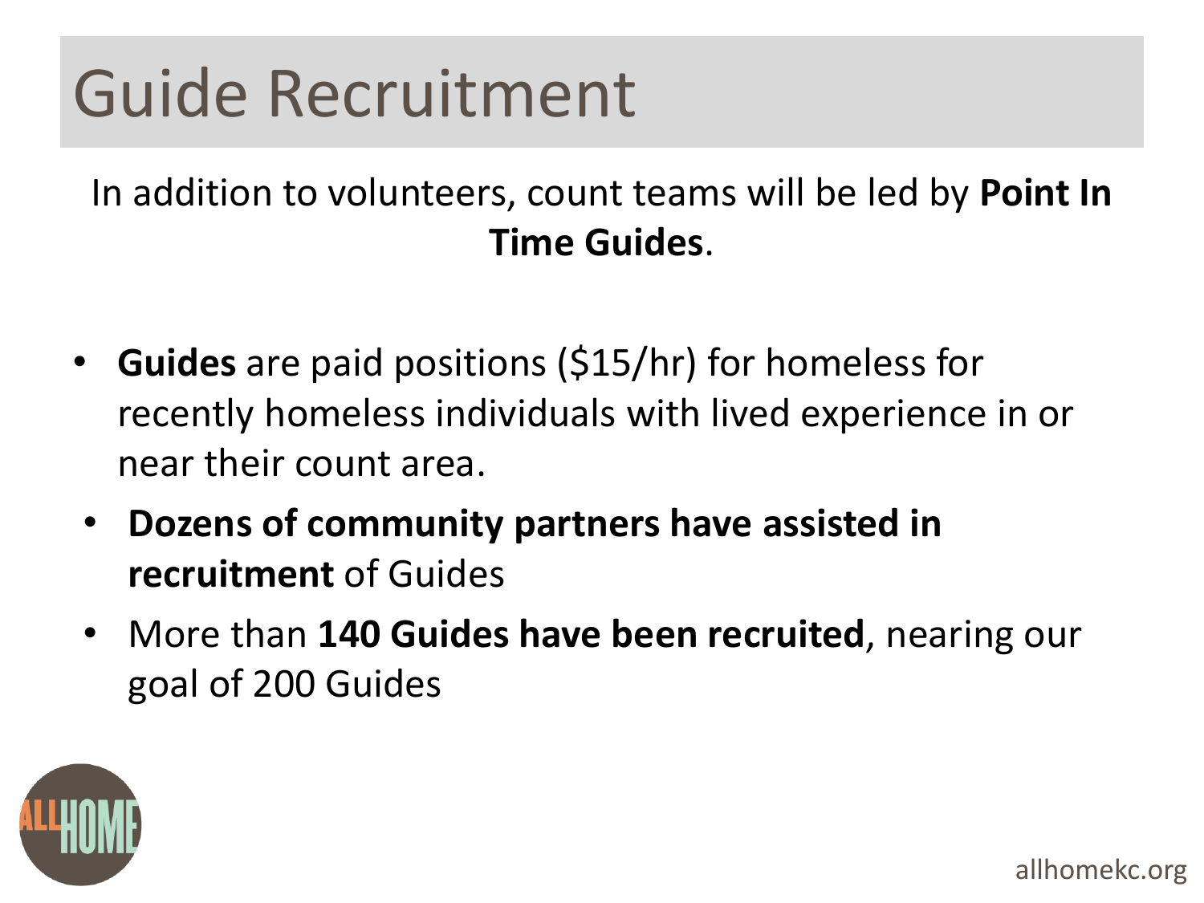# Guide Recruitment

In addition to volunteers, count teams will be led by **Point In Time Guides**.

- **Guides** are paid positions ($15/hr) for homeless for recently homeless individuals with lived experience in or near their count area.
- **Dozens of community partners have assisted in recruitment** of Guides
- More than **140 Guides have been recruited**, nearing our goal of 200 Guides

allhomekc.org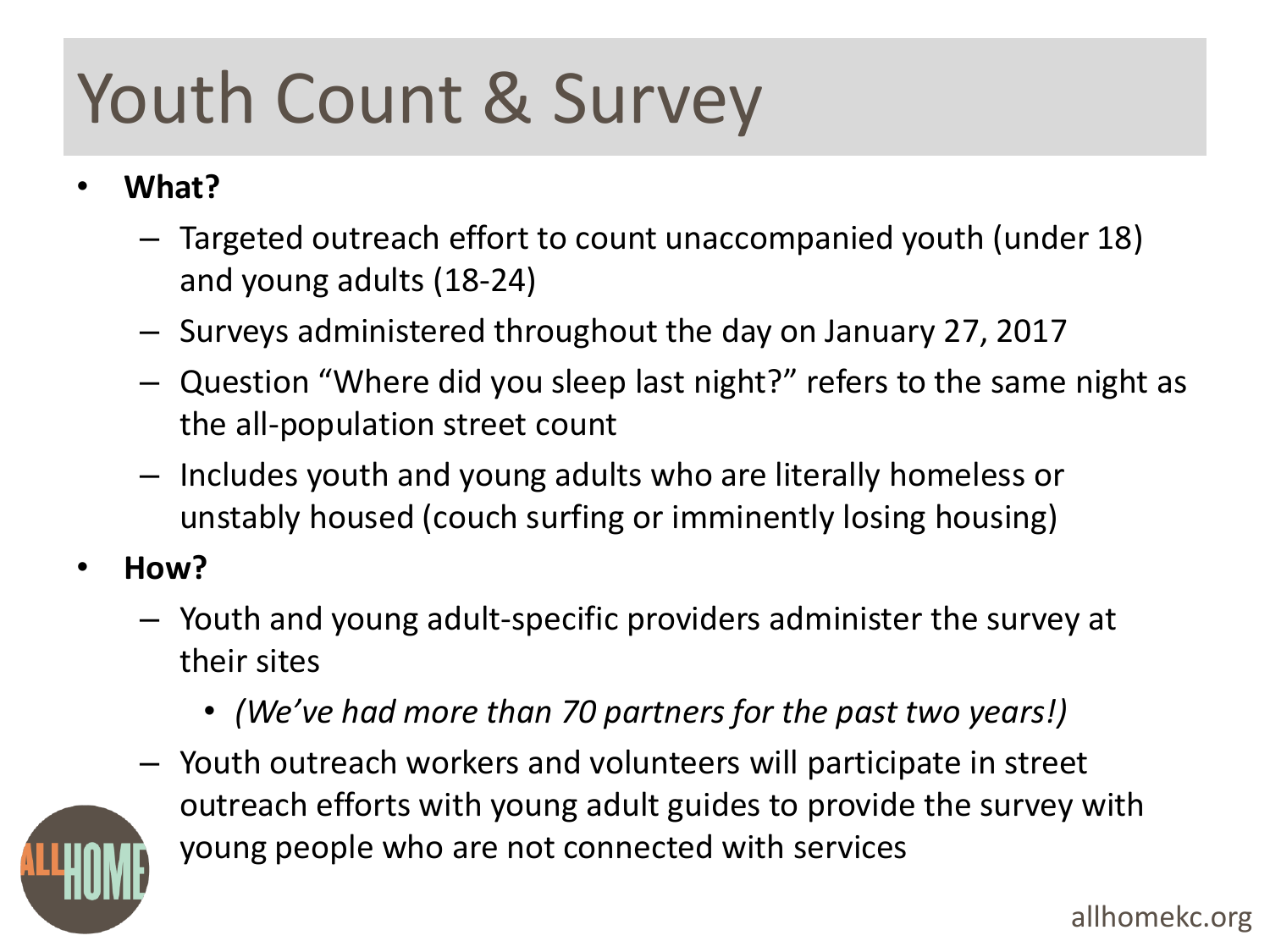# Youth Count & Survey

- **What?**
  - Targeted outreach effort to count unaccompanied youth (under 18) and young adults (18-24)
  - Surveys administered throughout the day on January 27, 2017
  - Question "Where did you sleep last night?" refers to the same night as the all-population street count
  - Includes youth and young adults who are literally homeless or unstably housed (couch surfing or imminently losing housing)
- **How?**
  - Youth and young adult-specific providers administer the survey at their sites
    - *(We've had more than 70 partners for the past two years!)*
  - Youth outreach workers and volunteers will participate in street outreach efforts with young adult guides to provide the survey with young people who are not connected with services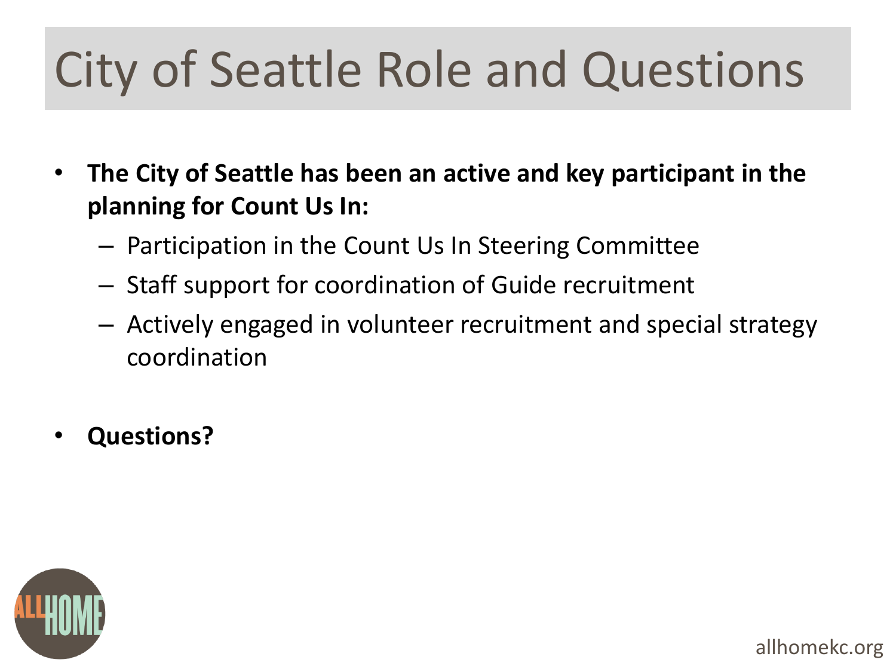# City of Seattle Role and Questions

- **The City of Seattle has been an active and key participant in the planning for Count Us In:**
  - Participation in the Count Us In Steering Committee
  - Staff support for coordination of Guide recruitment
  - Actively engaged in volunteer recruitment and special strategy coordination

- **Questions?**

allhomekc.org